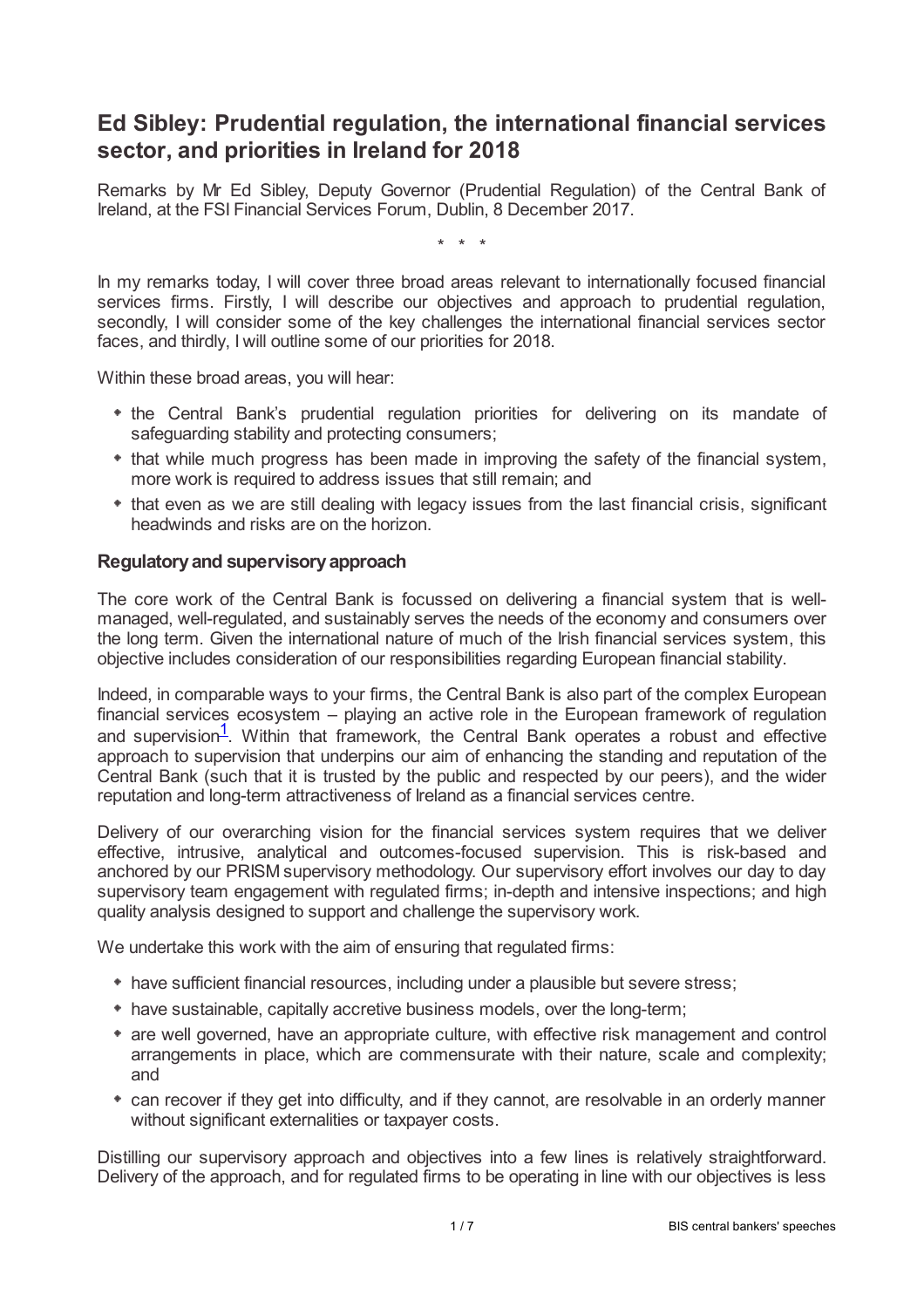# Ed Sibley: Prudential regulation, the international financial services sector, and priorities in Ireland for 2018

Remarks by Mr Ed Sibley, Deputy Governor (Prudential Regulation) of the Central Bank of Ireland, at the FSI Financial Services Forum, Dublin, 8 December 2017.

\* \* \*

In my remarks today, I will cover three broad areas relevant to internationally focused financial services firms. Firstly, I will describe our objectives and approach to prudential regulation, secondly, I will consider some of the key challenges the international financial services sector faces, and thirdly, I will outline some of our priorities for 2018.

Within these broad areas, you will hear:

- the Central Bank's prudential regulation priorities for delivering on its mandate of safeguarding stability and protecting consumers;
- that while much progress has been made in improving the safety of the financial system, more work is required to address issues that still remain; and
- that even as we are still dealing with legacy issues from the last financial crisis, significant headwinds and risks are on the horizon.

### Regulatory and supervisory approach

The core work of the Central Bank is focussed on delivering a financial system that is well-managed, well-regulated, and sustainably serves the needs of the economy and consumers over the long term. Given the international nature of much of the Irish financial services system, this objective includes consideration of our responsibilities regarding European financial stability.

Indeed, in comparable ways to your firms, the Central Bank is also part of the complex European financial services ecosystem – playing an active role in the European framework of regulation and supervision[1]. Within that framework, the Central Bank operates a robust and effective approach to supervision that underpins our aim of enhancing the standing and reputation of the Central Bank (such that it is trusted by the public and respected by our peers), and the wider reputation and long-term attractiveness of Ireland as a financial services centre.

Delivery of our overarching vision for the financial services system requires that we deliver effective, intrusive, analytical and outcomes-focused supervision. This is risk-based and anchored by our PRISM supervisory methodology. Our supervisory effort involves our day to day supervisory team engagement with regulated firms; in-depth and intensive inspections; and high quality analysis designed to support and challenge the supervisory work.

We undertake this work with the aim of ensuring that regulated firms:

- have sufficient financial resources, including under a plausible but severe stress;
- have sustainable, capitally accretive business models, over the long-term;
- are well governed, have an appropriate culture, with effective risk management and control arrangements in place, which are commensurate with their nature, scale and complexity; and
- can recover if they get into difficulty, and if they cannot, are resolvable in an orderly manner without significant externalities or taxpayer costs.

Distilling our supervisory approach and objectives into a few lines is relatively straightforward. Delivery of the approach, and for regulated firms to be operating in line with our objectives is less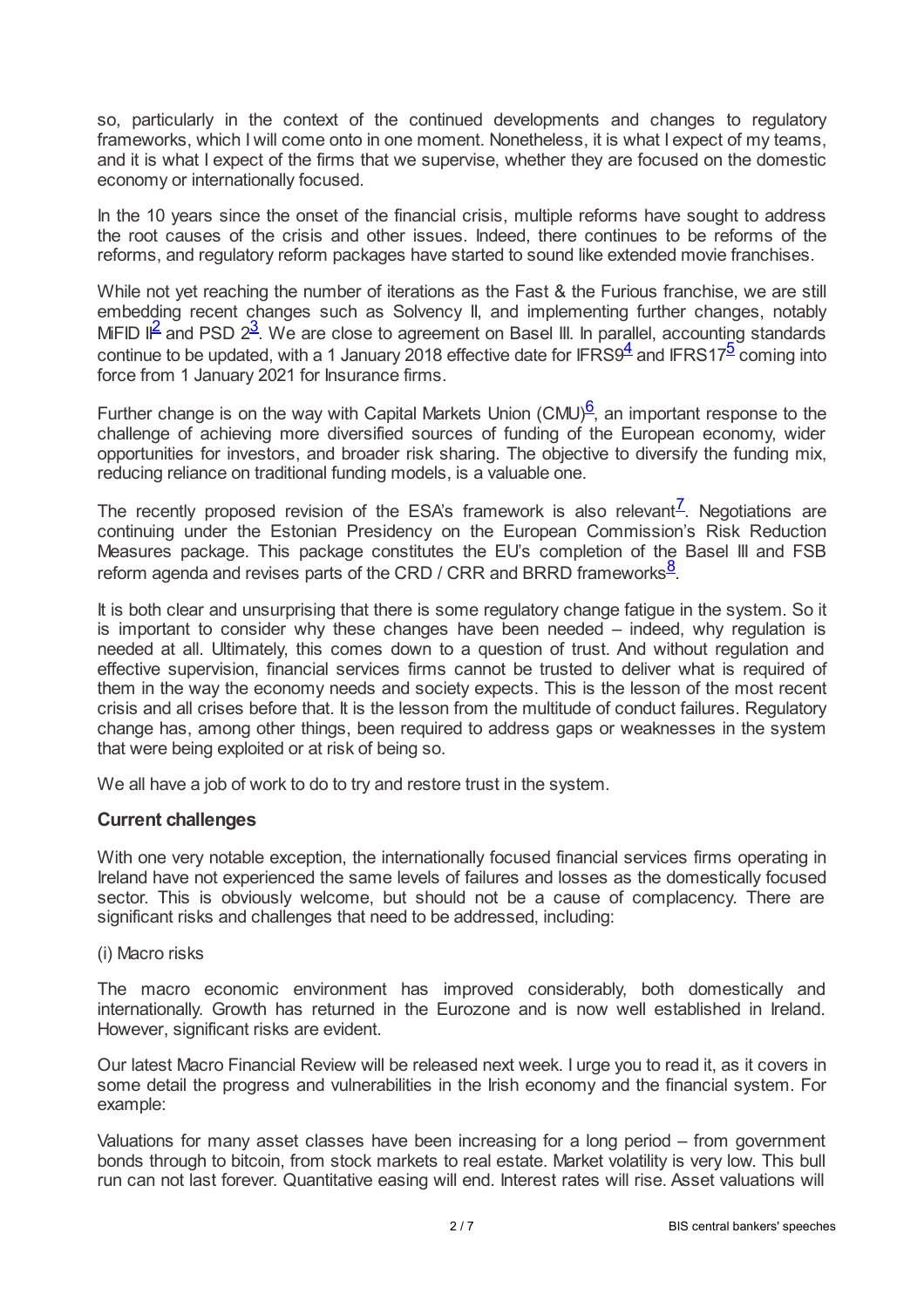so, particularly in the context of the continued developments and changes to regulatory frameworks, which I will come onto in one moment. Nonetheless, it is what I expect of my teams, and it is what I expect of the firms that we supervise, whether they are focused on the domestic economy or internationally focused.

In the 10 years since the onset of the financial crisis, multiple reforms have sought to address the root causes of the crisis and other issues. Indeed, there continues to be reforms of the reforms, and regulatory reform packages have started to sound like extended movie franchises.

While not yet reaching the number of iterations as the Fast & the Furious franchise, we are still embedding recent changes such as Solvency II, and implementing further changes, notably MiFID II[2] and PSD 2[3]. We are close to agreement on Basel III. In parallel, accounting standards continue to be updated, with a 1 January 2018 effective date for IFRS9[4] and IFRS17[5] coming into force from 1 January 2021 for Insurance firms.

Further change is on the way with Capital Markets Union (CMU)[6], an important response to the challenge of achieving more diversified sources of funding of the European economy, wider opportunities for investors, and broader risk sharing. The objective to diversify the funding mix, reducing reliance on traditional funding models, is a valuable one.

The recently proposed revision of the ESA's framework is also relevant[7]. Negotiations are continuing under the Estonian Presidency on the European Commission's Risk Reduction Measures package. This package constitutes the EU's completion of the Basel III and FSB reform agenda and revises parts of the CRD / CRR and BRRD frameworks[8].

It is both clear and unsurprising that there is some regulatory change fatigue in the system. So it is important to consider why these changes have been needed – indeed, why regulation is needed at all. Ultimately, this comes down to a question of trust. And without regulation and effective supervision, financial services firms cannot be trusted to deliver what is required of them in the way the economy needs and society expects. This is the lesson of the most recent crisis and all crises before that. It is the lesson from the multitude of conduct failures. Regulatory change has, among other things, been required to address gaps or weaknesses in the system that were being exploited or at risk of being so.

We all have a job of work to do to try and restore trust in the system.

### Current challenges

With one very notable exception, the internationally focused financial services firms operating in Ireland have not experienced the same levels of failures and losses as the domestically focused sector. This is obviously welcome, but should not be a cause of complacency. There are significant risks and challenges that need to be addressed, including:

(i) Macro risks

The macro economic environment has improved considerably, both domestically and internationally. Growth has returned in the Eurozone and is now well established in Ireland. However, significant risks are evident.

Our latest Macro Financial Review will be released next week. I urge you to read it, as it covers in some detail the progress and vulnerabilities in the Irish economy and the financial system. For example:

Valuations for many asset classes have been increasing for a long period – from government bonds through to bitcoin, from stock markets to real estate. Market volatility is very low. This bull run can not last forever. Quantitative easing will end. Interest rates will rise. Asset valuations will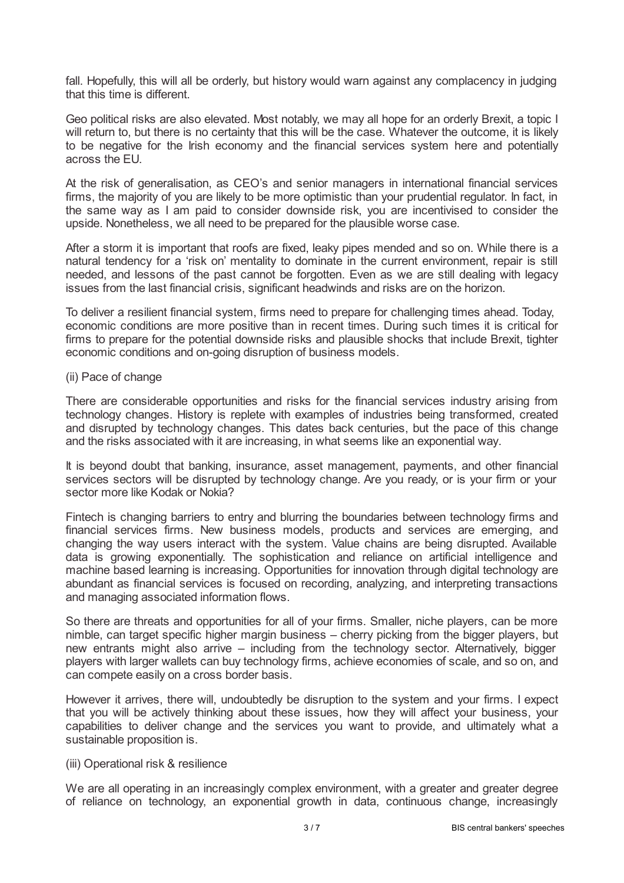fall. Hopefully, this will all be orderly, but history would warn against any complacency in judging that this time is different.

Geo political risks are also elevated. Most notably, we may all hope for an orderly Brexit, a topic I will return to, but there is no certainty that this will be the case. Whatever the outcome, it is likely to be negative for the Irish economy and the financial services system here and potentially across the EU.

At the risk of generalisation, as CEO's and senior managers in international financial services firms, the majority of you are likely to be more optimistic than your prudential regulator. In fact, in the same way as I am paid to consider downside risk, you are incentivised to consider the upside. Nonetheless, we all need to be prepared for the plausible worse case.

After a storm it is important that roofs are fixed, leaky pipes mended and so on. While there is a natural tendency for a 'risk on' mentality to dominate in the current environment, repair is still needed, and lessons of the past cannot be forgotten. Even as we are still dealing with legacy issues from the last financial crisis, significant headwinds and risks are on the horizon.

To deliver a resilient financial system, firms need to prepare for challenging times ahead. Today, economic conditions are more positive than in recent times. During such times it is critical for firms to prepare for the potential downside risks and plausible shocks that include Brexit, tighter economic conditions and on-going disruption of business models.

(ii) Pace of change

There are considerable opportunities and risks for the financial services industry arising from technology changes. History is replete with examples of industries being transformed, created and disrupted by technology changes. This dates back centuries, but the pace of this change and the risks associated with it are increasing, in what seems like an exponential way.

It is beyond doubt that banking, insurance, asset management, payments, and other financial services sectors will be disrupted by technology change. Are you ready, or is your firm or your sector more like Kodak or Nokia?

Fintech is changing barriers to entry and blurring the boundaries between technology firms and financial services firms. New business models, products and services are emerging, and changing the way users interact with the system. Value chains are being disrupted. Available data is growing exponentially. The sophistication and reliance on artificial intelligence and machine based learning is increasing. Opportunities for innovation through digital technology are abundant as financial services is focused on recording, analyzing, and interpreting transactions and managing associated information flows.

So there are threats and opportunities for all of your firms. Smaller, niche players, can be more nimble, can target specific higher margin business – cherry picking from the bigger players, but new entrants might also arrive – including from the technology sector. Alternatively, bigger players with larger wallets can buy technology firms, achieve economies of scale, and so on, and can compete easily on a cross border basis.

However it arrives, there will, undoubtedly be disruption to the system and your firms. I expect that you will be actively thinking about these issues, how they will affect your business, your capabilities to deliver change and the services you want to provide, and ultimately what a sustainable proposition is.

(iii) Operational risk & resilience

We are all operating in an increasingly complex environment, with a greater and greater degree of reliance on technology, an exponential growth in data, continuous change, increasingly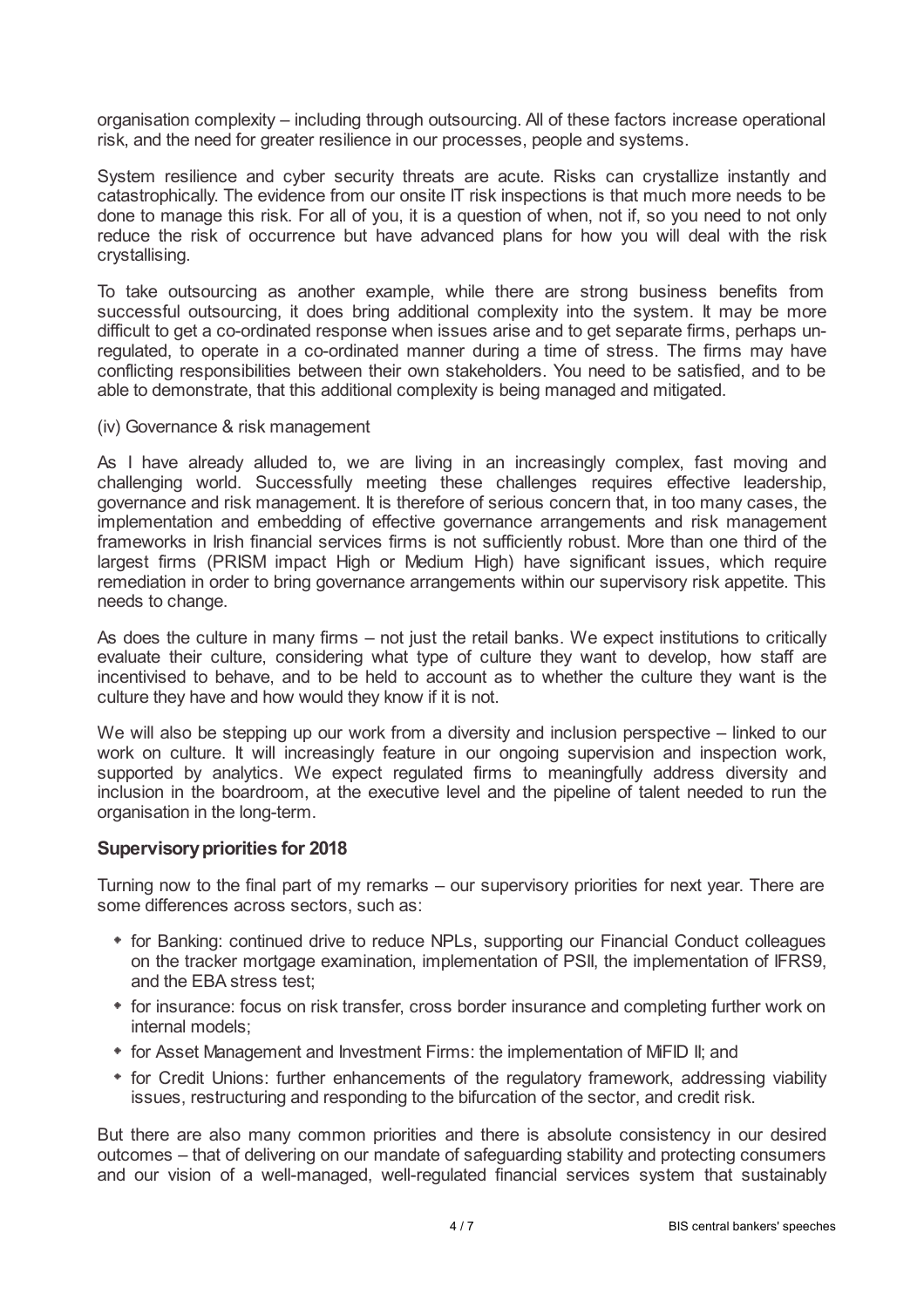organisation complexity – including through outsourcing. All of these factors increase operational risk, and the need for greater resilience in our processes, people and systems.

System resilience and cyber security threats are acute. Risks can crystallize instantly and catastrophically. The evidence from our onsite IT risk inspections is that much more needs to be done to manage this risk. For all of you, it is a question of when, not if, so you need to not only reduce the risk of occurrence but have advanced plans for how you will deal with the risk crystallising.

To take outsourcing as another example, while there are strong business benefits from successful outsourcing, it does bring additional complexity into the system. It may be more difficult to get a co-ordinated response when issues arise and to get separate firms, perhaps un-regulated, to operate in a co-ordinated manner during a time of stress. The firms may have conflicting responsibilities between their own stakeholders. You need to be satisfied, and to be able to demonstrate, that this additional complexity is being managed and mitigated.

(iv) Governance & risk management

As I have already alluded to, we are living in an increasingly complex, fast moving and challenging world. Successfully meeting these challenges requires effective leadership, governance and risk management. It is therefore of serious concern that, in too many cases, the implementation and embedding of effective governance arrangements and risk management frameworks in Irish financial services firms is not sufficiently robust. More than one third of the largest firms (PRISM impact High or Medium High) have significant issues, which require remediation in order to bring governance arrangements within our supervisory risk appetite. This needs to change.

As does the culture in many firms – not just the retail banks. We expect institutions to critically evaluate their culture, considering what type of culture they want to develop, how staff are incentivised to behave, and to be held to account as to whether the culture they want is the culture they have and how would they know if it is not.

We will also be stepping up our work from a diversity and inclusion perspective – linked to our work on culture. It will increasingly feature in our ongoing supervision and inspection work, supported by analytics. We expect regulated firms to meaningfully address diversity and inclusion in the boardroom, at the executive level and the pipeline of talent needed to run the organisation in the long-term.

### Supervisory priorities for 2018

Turning now to the final part of my remarks – our supervisory priorities for next year. There are some differences across sectors, such as:

- for Banking: continued drive to reduce NPLs, supporting our Financial Conduct colleagues on the tracker mortgage examination, implementation of PSII, the implementation of IFRS9, and the EBA stress test;
- for insurance: focus on risk transfer, cross border insurance and completing further work on internal models;
- for Asset Management and Investment Firms: the implementation of MiFID II; and
- for Credit Unions: further enhancements of the regulatory framework, addressing viability issues, restructuring and responding to the bifurcation of the sector, and credit risk.

But there are also many common priorities and there is absolute consistency in our desired outcomes – that of delivering on our mandate of safeguarding stability and protecting consumers and our vision of a well-managed, well-regulated financial services system that sustainably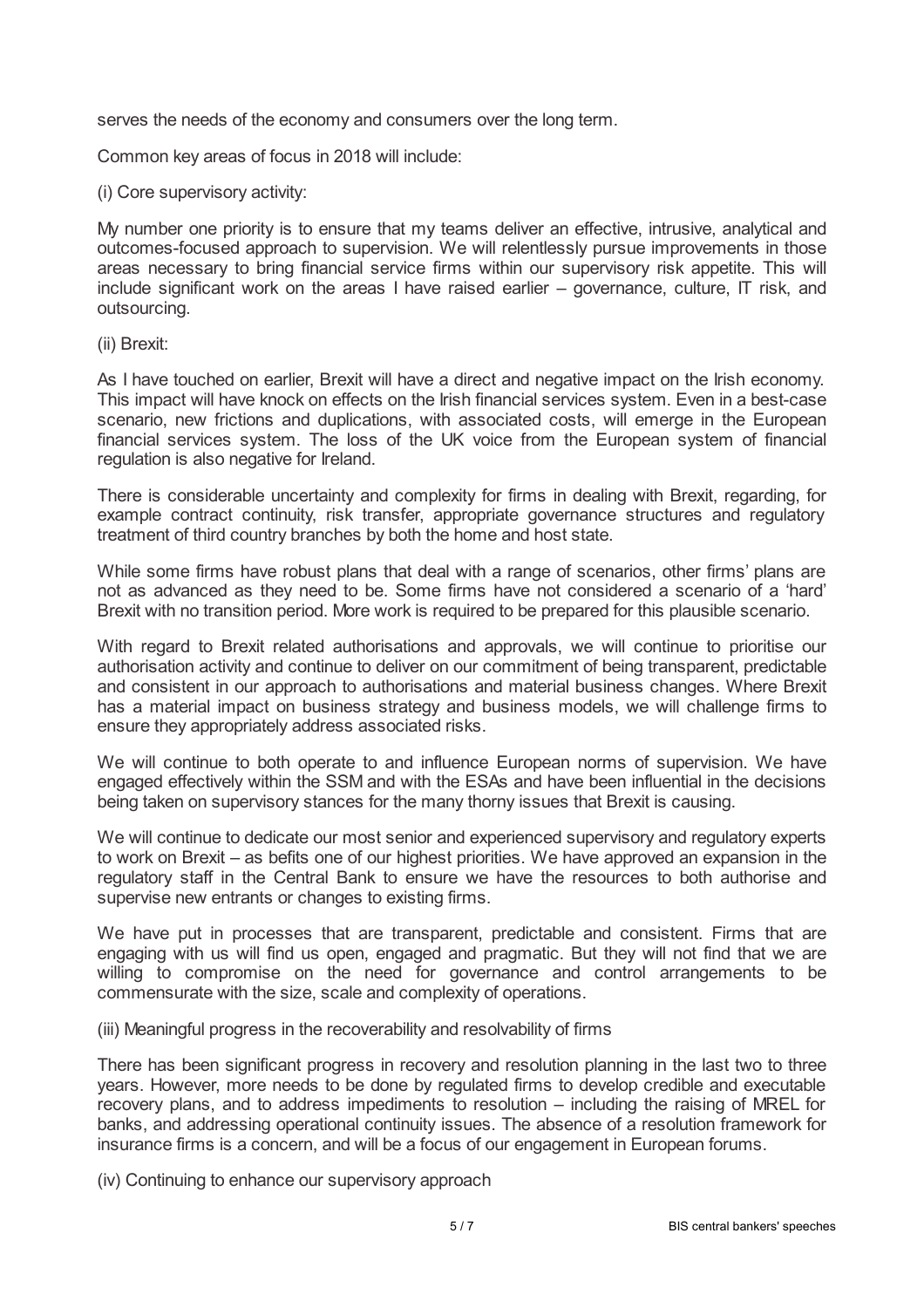serves the needs of the economy and consumers over the long term.

Common key areas of focus in 2018 will include:

(i) Core supervisory activity:

My number one priority is to ensure that my teams deliver an effective, intrusive, analytical and outcomes-focused approach to supervision. We will relentlessly pursue improvements in those areas necessary to bring financial service firms within our supervisory risk appetite. This will include significant work on the areas I have raised earlier – governance, culture, IT risk, and outsourcing.

(ii) Brexit:

As I have touched on earlier, Brexit will have a direct and negative impact on the Irish economy. This impact will have knock on effects on the Irish financial services system. Even in a best-case scenario, new frictions and duplications, with associated costs, will emerge in the European financial services system. The loss of the UK voice from the European system of financial regulation is also negative for Ireland.

There is considerable uncertainty and complexity for firms in dealing with Brexit, regarding, for example contract continuity, risk transfer, appropriate governance structures and regulatory treatment of third country branches by both the home and host state.

While some firms have robust plans that deal with a range of scenarios, other firms' plans are not as advanced as they need to be. Some firms have not considered a scenario of a 'hard' Brexit with no transition period. More work is required to be prepared for this plausible scenario.

With regard to Brexit related authorisations and approvals, we will continue to prioritise our authorisation activity and continue to deliver on our commitment of being transparent, predictable and consistent in our approach to authorisations and material business changes. Where Brexit has a material impact on business strategy and business models, we will challenge firms to ensure they appropriately address associated risks.

We will continue to both operate to and influence European norms of supervision. We have engaged effectively within the SSM and with the ESAs and have been influential in the decisions being taken on supervisory stances for the many thorny issues that Brexit is causing.

We will continue to dedicate our most senior and experienced supervisory and regulatory experts to work on Brexit – as befits one of our highest priorities. We have approved an expansion in the regulatory staff in the Central Bank to ensure we have the resources to both authorise and supervise new entrants or changes to existing firms.

We have put in processes that are transparent, predictable and consistent. Firms that are engaging with us will find us open, engaged and pragmatic. But they will not find that we are willing to compromise on the need for governance and control arrangements to be commensurate with the size, scale and complexity of operations.

(iii) Meaningful progress in the recoverability and resolvability of firms

There has been significant progress in recovery and resolution planning in the last two to three years. However, more needs to be done by regulated firms to develop credible and executable recovery plans, and to address impediments to resolution – including the raising of MREL for banks, and addressing operational continuity issues. The absence of a resolution framework for insurance firms is a concern, and will be a focus of our engagement in European forums.

(iv) Continuing to enhance our supervisory approach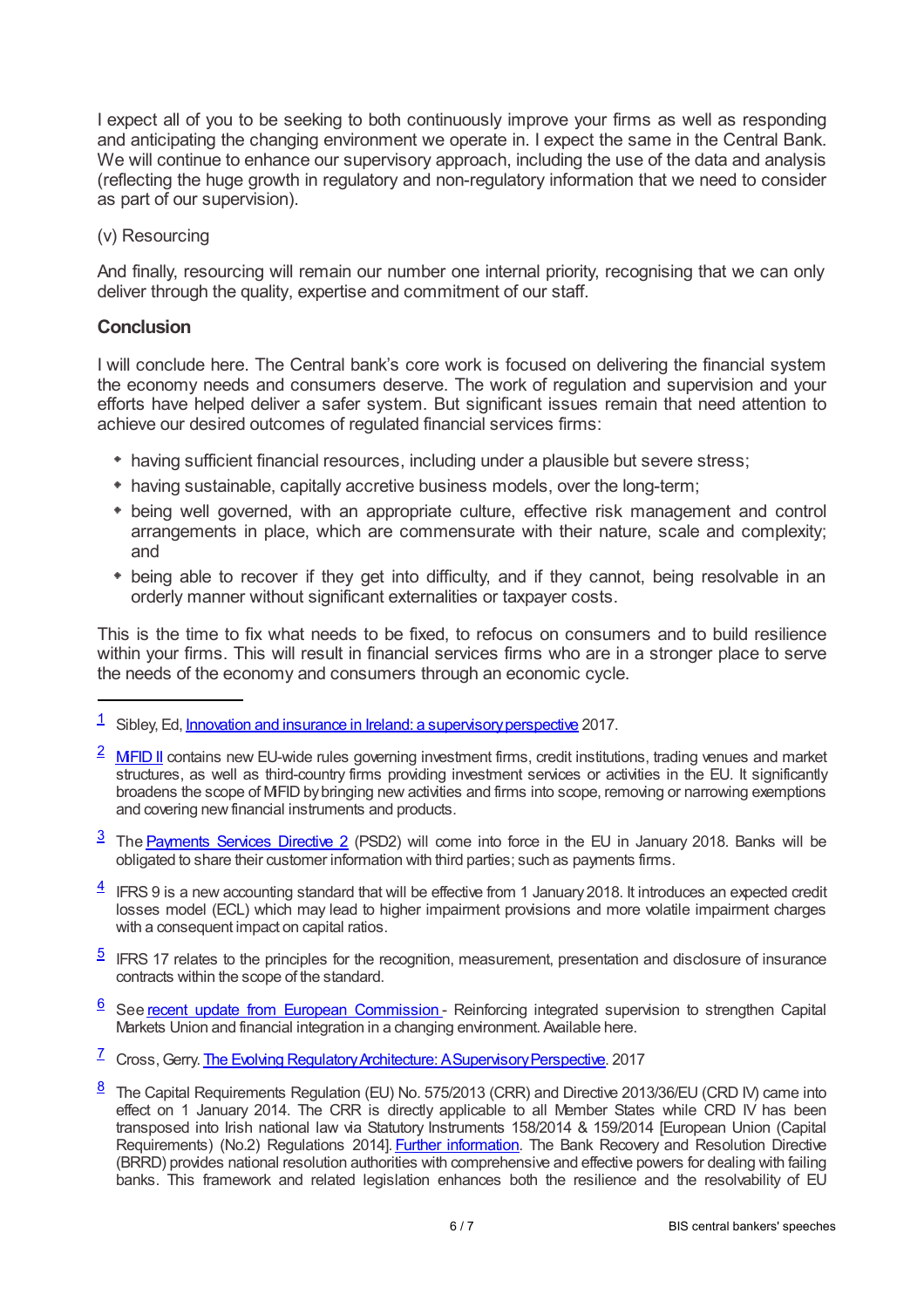I expect all of you to be seeking to both continuously improve your firms as well as responding and anticipating the changing environment we operate in. I expect the same in the Central Bank. We will continue to enhance our supervisory approach, including the use of the data and analysis (reflecting the huge growth in regulatory and non-regulatory information that we need to consider as part of our supervision).

(v) Resourcing

And finally, resourcing will remain our number one internal priority, recognising that we can only deliver through the quality, expertise and commitment of our staff.

### Conclusion

I will conclude here. The Central bank's core work is focused on delivering the financial system the economy needs and consumers deserve. The work of regulation and supervision and your efforts have helped deliver a safer system. But significant issues remain that need attention to achieve our desired outcomes of regulated financial services firms:

- having sufficient financial resources, including under a plausible but severe stress;
- having sustainable, capitally accretive business models, over the long-term;
- being well governed, with an appropriate culture, effective risk management and control arrangements in place, which are commensurate with their nature, scale and complexity; and
- being able to recover if they get into difficulty, and if they cannot, being resolvable in an orderly manner without significant externalities or taxpayer costs.

This is the time to fix what needs to be fixed, to refocus on consumers and to build resilience within your firms. This will result in financial services firms who are in a stronger place to serve the needs of the economy and consumers through an economic cycle.

---

[1] Sibley, Ed, Innovation and insurance in Ireland: a supervisory perspective 2017.

[2] MIFID II contains new EU-wide rules governing investment firms, credit institutions, trading venues and market structures, as well as third-country firms providing investment services or activities in the EU. It significantly broadens the scope of MiFID by bringing new activities and firms into scope, removing or narrowing exemptions and covering new financial instruments and products.

[3] The Payments Services Directive 2 (PSD2) will come into force in the EU in January 2018. Banks will be obligated to share their customer information with third parties; such as payments firms.

[4] IFRS 9 is a new accounting standard that will be effective from 1 January 2018. It introduces an expected credit losses model (ECL) which may lead to higher impairment provisions and more volatile impairment charges with a consequent impact on capital ratios.

[5] IFRS 17 relates to the principles for the recognition, measurement, presentation and disclosure of insurance contracts within the scope of the standard.

[6] See recent update from European Commission - Reinforcing integrated supervision to strengthen Capital Markets Union and financial integration in a changing environment. Available here.

[7] Cross, Gerry. The Evolving Regulatory Architecture: A Supervisory Perspective. 2017

[8] The Capital Requirements Regulation (EU) No. 575/2013 (CRR) and Directive 2013/36/EU (CRD IV) came into effect on 1 January 2014. The CRR is directly applicable to all Member States while CRD IV has been transposed into Irish national law via Statutory Instruments 158/2014 & 159/2014 [European Union (Capital Requirements) (No.2) Regulations 2014]. Further information. The Bank Recovery and Resolution Directive (BRRD) provides national resolution authorities with comprehensive and effective powers for dealing with failing banks. This framework and related legislation enhances both the resilience and the resolvability of EU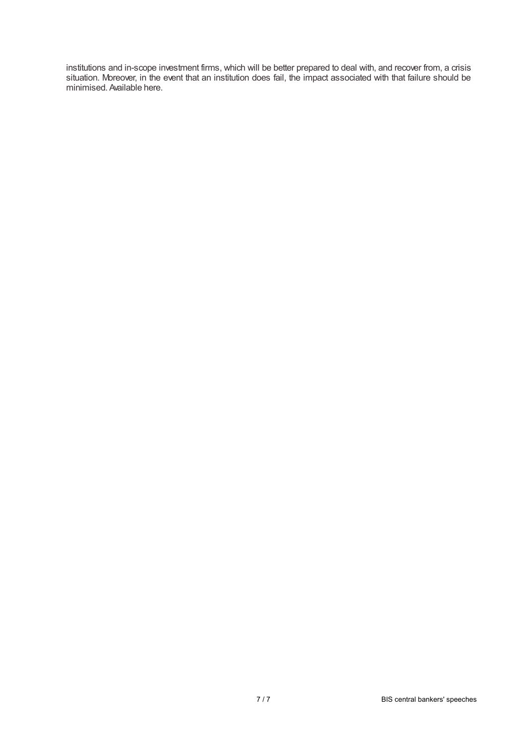institutions and in-scope investment firms, which will be better prepared to deal with, and recover from, a crisis situation. Moreover, in the event that an institution does fail, the impact associated with that failure should be minimised. Available here.